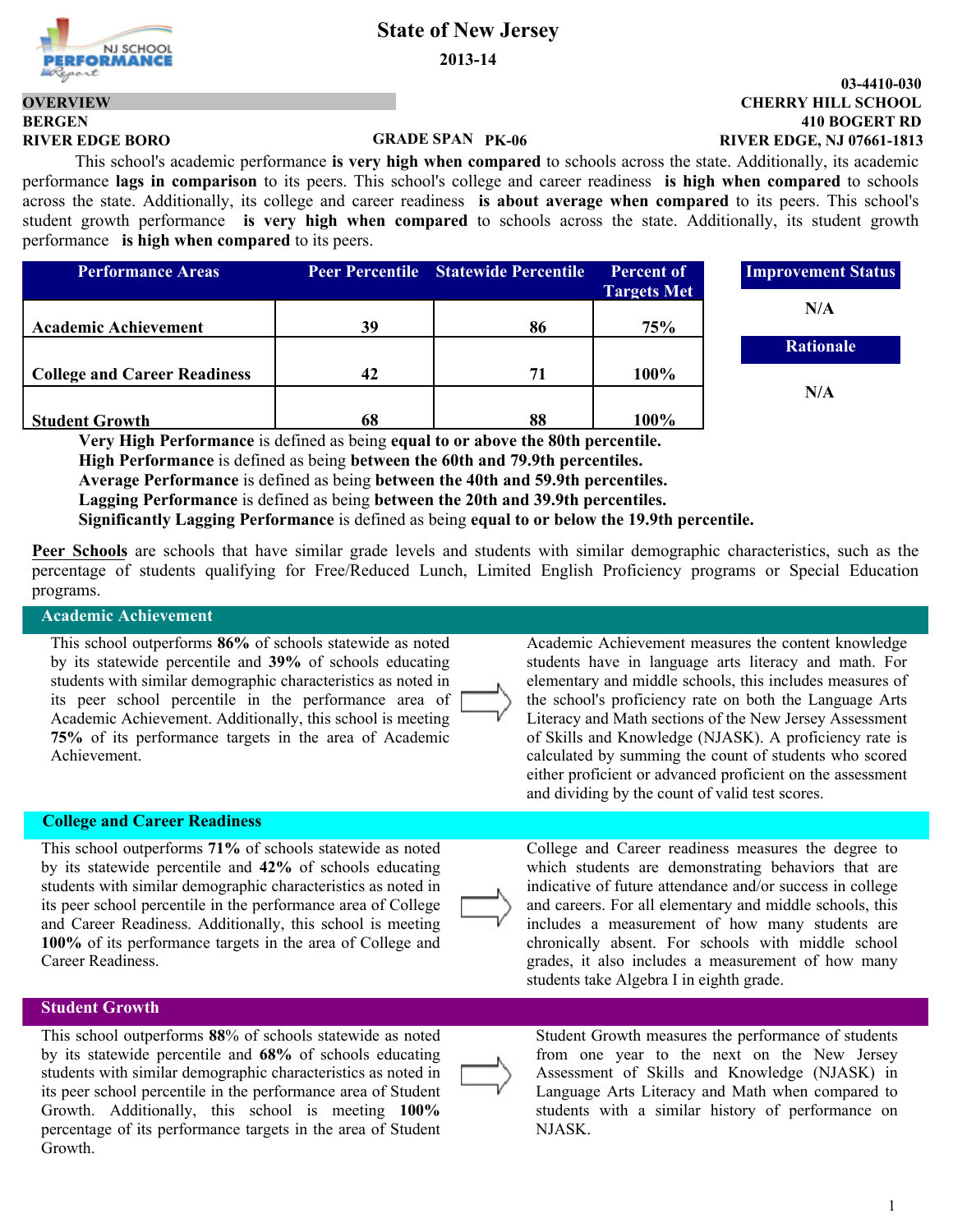# State of New Jersey

**2013-14**

**03-4410-030**
**CHERRY HILL SCHOOL**
**410 BOGERT RD**
**RIVER EDGE, NJ 07661-1813**

**OVERVIEW**
**BERGEN**
**RIVER EDGE BORO**

**GRADE SPAN PK-06**

This school's academic performance **is very high when compared** to schools across the state. Additionally, its academic performance **lags in comparison** to its peers. This school's college and career readiness **is high when compared** to schools across the state. Additionally, its college and career readiness **is about average when compared** to its peers. This school's student growth performance **is very high when compared** to schools across the state. Additionally, its student growth performance **is high when compared** to its peers.

| Performance Areas | Peer Percentile | Statewide Percentile | Percent of Targets Met |
|---|---|---|---|
| Academic Achievement | 39 | 86 | 75% |
| College and Career Readiness | 42 | 71 | 100% |
| Student Growth | 68 | 88 | 100% |

| Improvement Status |
|---|
| N/A |

| Rationale |
|---|
| N/A |

**Very High Performance** is defined as being **equal to or above the 80th percentile.**
**High Performance** is defined as being **between the 60th and 79.9th percentiles.**
**Average Performance** is defined as being **between the 40th and 59.9th percentiles.**
**Lagging Performance** is defined as being **between the 20th and 39.9th percentiles.**
**Significantly Lagging Performance** is defined as being **equal to or below the 19.9th percentile.**

**Peer Schools** are schools that have similar grade levels and students with similar demographic characteristics, such as the percentage of students qualifying for Free/Reduced Lunch, Limited English Proficiency programs or Special Education programs.

## Academic Achievement

This school outperforms **86%** of schools statewide as noted by its statewide percentile and **39%** of schools educating students with similar demographic characteristics as noted in its peer school percentile in the performance area of Academic Achievement. Additionally, this school is meeting **75%** of its performance targets in the area of Academic Achievement.

Academic Achievement measures the content knowledge students have in language arts literacy and math. For elementary and middle schools, this includes measures of the school's proficiency rate on both the Language Arts Literacy and Math sections of the New Jersey Assessment of Skills and Knowledge (NJASK). A proficiency rate is calculated by summing the count of students who scored either proficient or advanced proficient on the assessment and dividing by the count of valid test scores.

## College and Career Readiness

This school outperforms **71%** of schools statewide as noted by its statewide percentile and **42%** of schools educating students with similar demographic characteristics as noted in its peer school percentile in the performance area of College and Career Readiness. Additionally, this school is meeting **100%** of its performance targets in the area of College and Career Readiness.

College and Career readiness measures the degree to which students are demonstrating behaviors that are indicative of future attendance and/or success in college and careers. For all elementary and middle schools, this includes a measurement of how many students are chronically absent. For schools with middle school grades, it also includes a measurement of how many students take Algebra I in eighth grade.

## Student Growth

This school outperforms **88**% of schools statewide as noted by its statewide percentile and **68%** of schools educating students with similar demographic characteristics as noted in its peer school percentile in the performance area of Student Growth. Additionally, this school is meeting **100%** percentage of its performance targets in the area of Student Growth.

Student Growth measures the performance of students from one year to the next on the New Jersey Assessment of Skills and Knowledge (NJASK) in Language Arts Literacy and Math when compared to students with a similar history of performance on NJASK.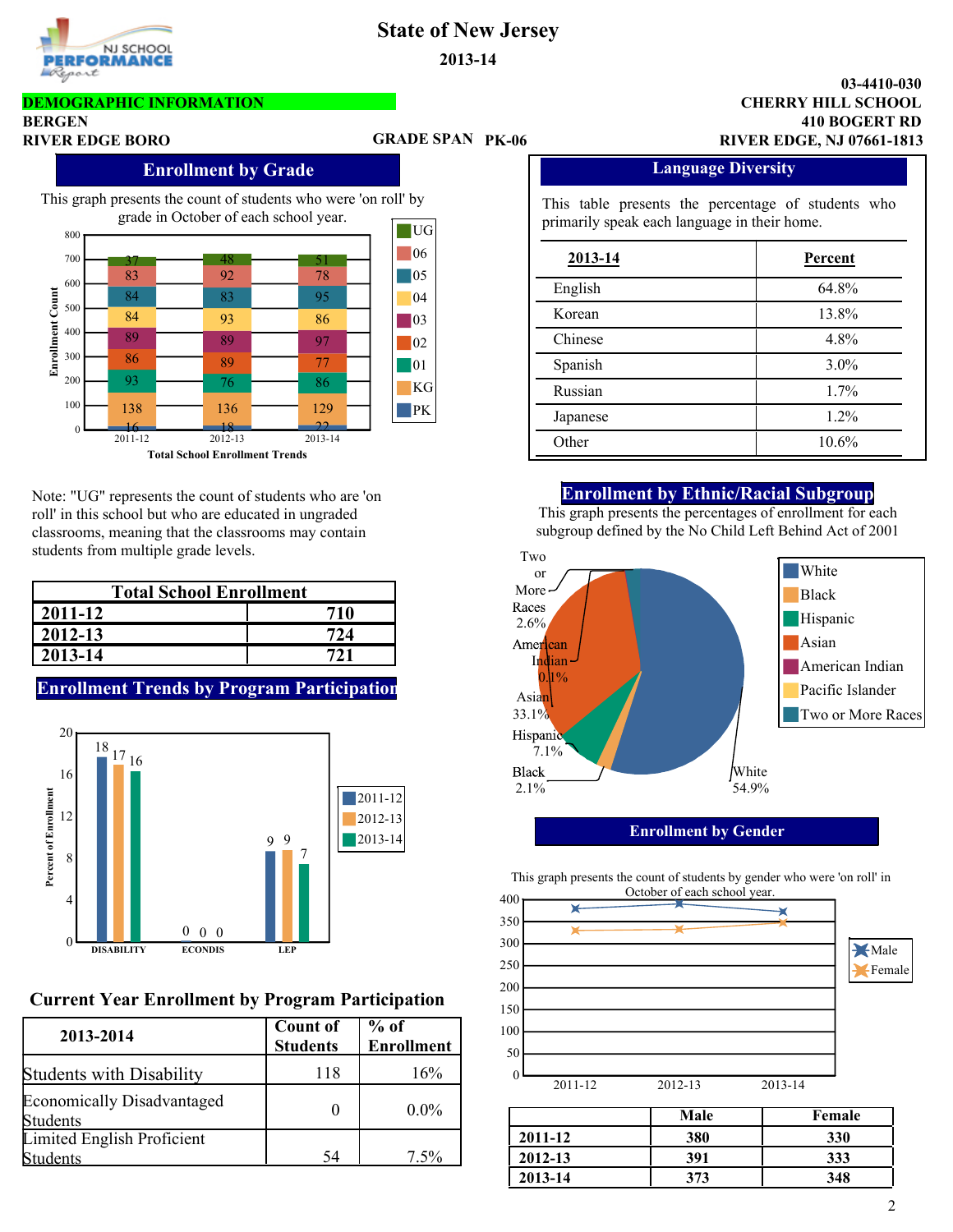# State of New Jersey

**2013-14**

**DEMOGRAPHIC INFORMATION**

**BERGEN**
**RIVER EDGE BORO**

**GRADE SPAN PK-06**

**03-4410-030**
**CHERRY HILL SCHOOL**
**410 BOGERT RD**
**RIVER EDGE, NJ 07661-1813**

## Enrollment by Grade

This graph presents the count of students who were 'on roll' by grade in October of each school year.

| Grade | 2011-12 | 2012-13 | 2013-14 |
|---|---|---|---|
| UG | 37 | 48 | 51 |
| 06 | 83 | 92 | 78 |
| 05 | 84 | 83 | 95 |
| 04 | 84 | 93 | 86 |
| 03 | 89 | 89 | 97 |
| 02 | 86 | 89 | 77 |
| 01 | 93 | 76 | 86 |
| KG | 138 | 136 | 129 |
| PK | 16 | 18 | 22 |

Total School Enrollment Trends

Note: "UG" represents the count of students who are 'on roll' in this school but who are educated in ungraded classrooms, meaning that the classrooms may contain students from multiple grade levels.

| Total School Enrollment | |
|---|---|
| 2011-12 | 710 |
| 2012-13 | 724 |
| 2013-14 | 721 |

## Language Diversity

This table presents the percentage of students who primarily speak each language in their home.

| 2013-14 | Percent |
|---|---|
| English | 64.8% |
| Korean | 13.8% |
| Chinese | 4.8% |
| Spanish | 3.0% |
| Russian | 1.7% |
| Japanese | 1.2% |
| Other | 10.6% |

## Enrollment by Ethnic/Racial Subgroup

This graph presents the percentages of enrollment for each subgroup defined by the No Child Left Behind Act of 2001

| Subgroup | Percent |
|---|---|
| White | 54.9% |
| Black | 2.1% |
| Hispanic | 7.1% |
| Asian | 33.1% |
| American Indian | 0.1% |
| Two or More Races | 2.6% |

## Enrollment Trends by Program Participation

Percent of Enrollment

| | 2011-12 | 2012-13 | 2013-14 |
|---|---|---|---|
| DISABILITY | 18 | 17 | 16 |
| ECONDIS | 0 | 0 | 0 |
| LEP | 9 | 9 | 7 |

## Enrollment by Gender

This graph presents the count of students by gender who were 'on roll' in October of each school year.

| | Male | Female |
|---|---|---|
| 2011-12 | 380 | 330 |
| 2012-13 | 391 | 333 |
| 2013-14 | 373 | 348 |

## Current Year Enrollment by Program Participation

| 2013-2014 | Count of Students | % of Enrollment |
|---|---|---|
| Students with Disability | 118 | 16% |
| Economically Disadvantaged Students | 0 | 0.0% |
| Limited English Proficient Students | 54 | 7.5% |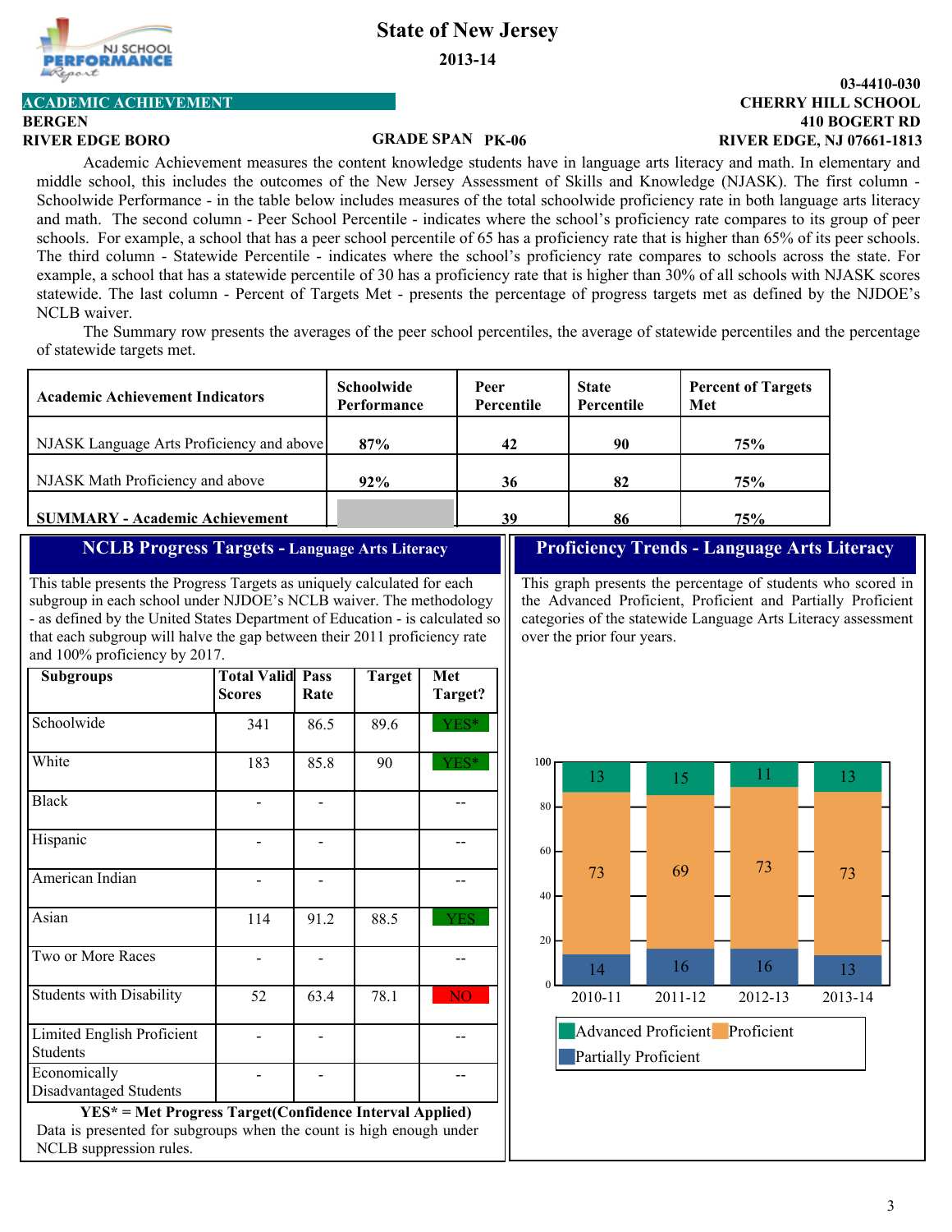# State of New Jersey

**2013-14**

## ACADEMIC ACHIEVEMENT

**BERGEN**
**RIVER EDGE BORO**

**GRADE SPAN PK-06**

**03-4410-030**
**CHERRY HILL SCHOOL**
**410 BOGERT RD**
**RIVER EDGE, NJ 07661-1813**

Academic Achievement measures the content knowledge students have in language arts literacy and math. In elementary and middle school, this includes the outcomes of the New Jersey Assessment of Skills and Knowledge (NJASK). The first column - Schoolwide Performance - in the table below includes measures of the total schoolwide proficiency rate in both language arts literacy and math. The second column - Peer School Percentile - indicates where the school's proficiency rate compares to its group of peer schools. For example, a school that has a peer school percentile of 65 has a proficiency rate that is higher than 65% of its peer schools. The third column - Statewide Percentile - indicates where the school's proficiency rate compares to schools across the state. For example, a school that has a statewide percentile of 30 has a proficiency rate that is higher than 30% of all schools with NJASK scores statewide. The last column - Percent of Targets Met - presents the percentage of progress targets met as defined by the NJDOE's NCLB waiver.

The Summary row presents the averages of the peer school percentiles, the average of statewide percentiles and the percentage of statewide targets met.

| Academic Achievement Indicators | Schoolwide Performance | Peer Percentile | State Percentile | Percent of Targets Met |
|---|---|---|---|---|
| NJASK Language Arts Proficiency and above | 87% | 42 | 90 | 75% |
| NJASK Math Proficiency and above | 92% | 36 | 82 | 75% |
| **SUMMARY - Academic Achievement** | | 39 | 86 | 75% |

## NCLB Progress Targets - Language Arts Literacy

This table presents the Progress Targets as uniquely calculated for each subgroup in each school under NJDOE's NCLB waiver. The methodology - as defined by the United States Department of Education - is calculated so that each subgroup will halve the gap between their 2011 proficiency rate and 100% proficiency by 2017.

| Subgroups | Total Valid Scores | Pass Rate | Target | Met Target? |
|---|---|---|---|---|
| Schoolwide | 341 | 86.5 | 89.6 | YES* |
| White | 183 | 85.8 | 90 | YES* |
| Black | - | - | | -- |
| Hispanic | - | - | | -- |
| American Indian | - | - | | -- |
| Asian | 114 | 91.2 | 88.5 | YES |
| Two or More Races | - | - | | -- |
| Students with Disability | 52 | 63.4 | 78.1 | NO |
| Limited English Proficient Students | - | - | | -- |
| Economically Disadvantaged Students | - | - | | -- |

**YES* = Met Progress Target(Confidence Interval Applied)**

Data is presented for subgroups when the count is high enough under NCLB suppression rules.

## Proficiency Trends - Language Arts Literacy

This graph presents the percentage of students who scored in the Advanced Proficient, Proficient and Partially Proficient categories of the statewide Language Arts Literacy assessment over the prior four years.

| | 2010-11 | 2011-12 | 2012-13 | 2013-14 |
|---|---|---|---|---|
| Advanced Proficient | 13 | 15 | 11 | 13 |
| Proficient | 73 | 69 | 73 | 73 |
| Partially Proficient | 14 | 16 | 16 | 13 |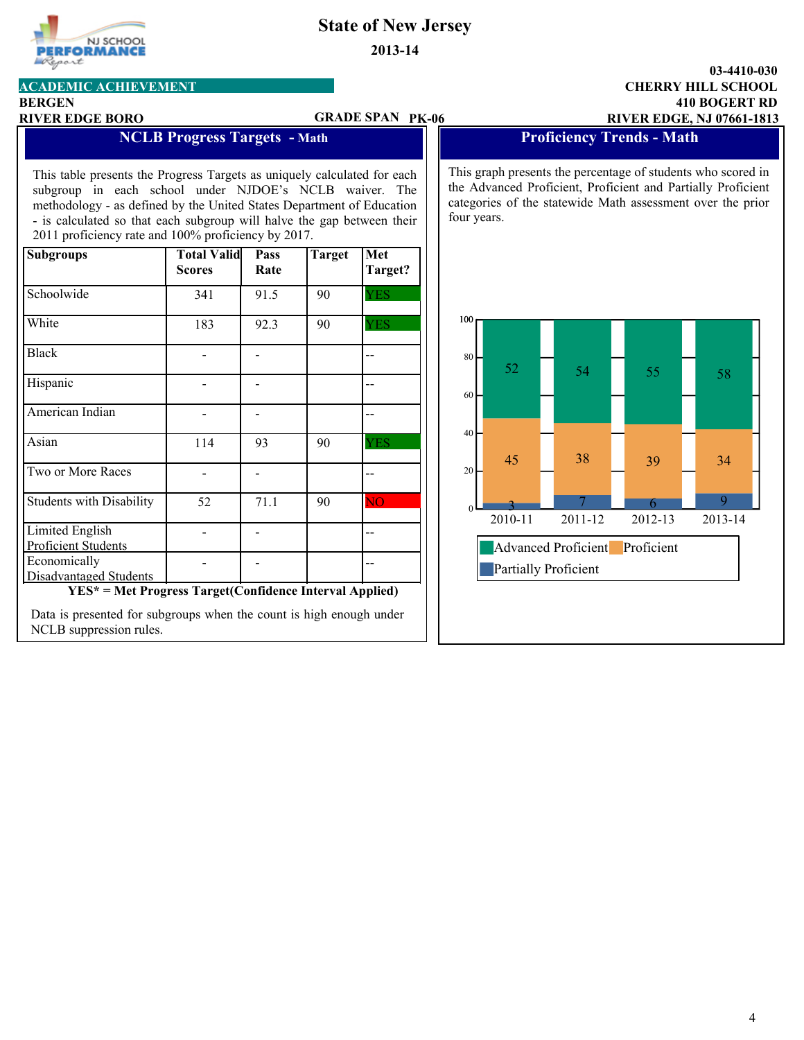# State of New Jersey

**2013-14**

**ACADEMIC ACHIEVEMENT**

**BERGEN**
**RIVER EDGE BORO**

**GRADE SPAN PK-06**

**03-4410-030**
**CHERRY HILL SCHOOL**
**410 BOGERT RD**
**RIVER EDGE, NJ 07661-1813**

## NCLB Progress Targets - Math

This table presents the Progress Targets as uniquely calculated for each subgroup in each school under NJDOE's NCLB waiver. The methodology - as defined by the United States Department of Education - is calculated so that each subgroup will halve the gap between their 2011 proficiency rate and 100% proficiency by 2017.

| Subgroups | Total Valid Scores | Pass Rate | Target | Met Target? |
|---|---|---|---|---|
| Schoolwide | 341 | 91.5 | 90 | YES |
| White | 183 | 92.3 | 90 | YES |
| Black | - | - | | -- |
| Hispanic | - | - | | -- |
| American Indian | - | - | | -- |
| Asian | 114 | 93 | 90 | YES |
| Two or More Races | - | - | | -- |
| Students with Disability | 52 | 71.1 | 90 | NO |
| Limited English Proficient Students | - | - | | -- |
| Economically Disadvantaged Students | - | - | | -- |

**YES* = Met Progress Target(Confidence Interval Applied)**

Data is presented for subgroups when the count is high enough under NCLB suppression rules.

## Proficiency Trends - Math

This graph presents the percentage of students who scored in the Advanced Proficient, Proficient and Partially Proficient categories of the statewide Math assessment over the prior four years.

| | 2010-11 | 2011-12 | 2012-13 | 2013-14 |
|---|---|---|---|---|
| Advanced Proficient | 52 | 54 | 55 | 58 |
| Proficient | 45 | 38 | 39 | 34 |
| Partially Proficient | 3 | 7 | 6 | 9 |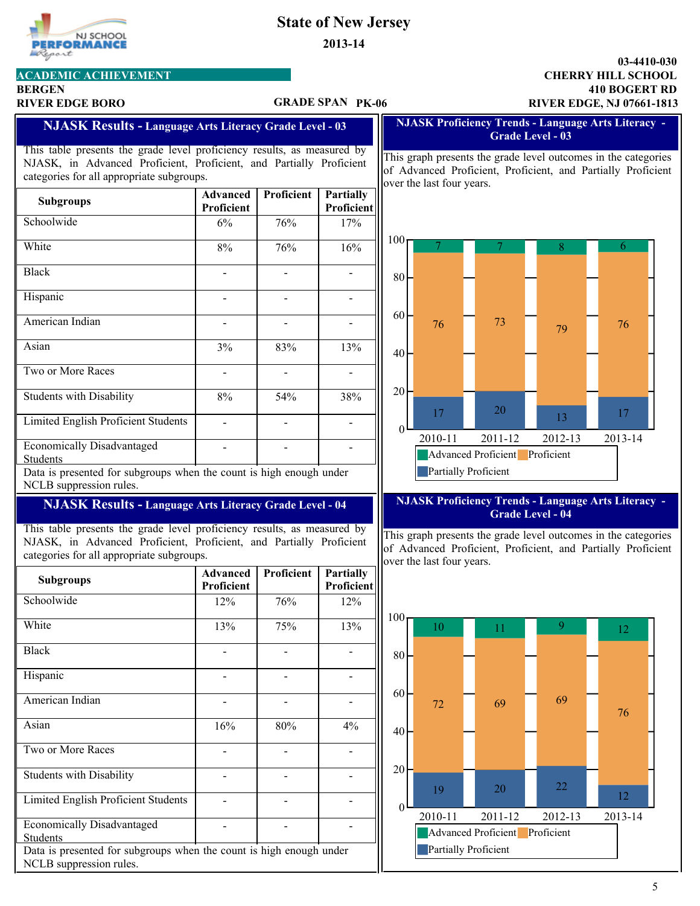State of New Jersey

2013-14

**ACADEMIC ACHIEVEMENT**

**BERGEN**

**RIVER EDGE BORO**

**GRADE SPAN PK-06**

**03-4410-030**
**CHERRY HILL SCHOOL**
**410 BOGERT RD**
**RIVER EDGE, NJ 07661-1813**

## NJASK Results - Language Arts Literacy Grade Level - 03

This table presents the grade level proficiency results, as measured by NJASK, in Advanced Proficient, Proficient, and Partially Proficient categories for all appropriate subgroups.

| Subgroups | Advanced Proficient | Proficient | Partially Proficient |
|---|---|---|---|
| Schoolwide | 6% | 76% | 17% |
| White | 8% | 76% | 16% |
| Black | - | - | - |
| Hispanic | - | - | - |
| American Indian | - | - | - |
| Asian | 3% | 83% | 13% |
| Two or More Races | - | - | - |
| Students with Disability | 8% | 54% | 38% |
| Limited English Proficient Students | - | - | - |
| Economically Disadvantaged Students | - | - | - |

Data is presented for subgroups when the count is high enough under NCLB suppression rules.

## NJASK Proficiency Trends - Language Arts Literacy - Grade Level - 03

This graph presents the grade level outcomes in the categories of Advanced Proficient, Proficient, and Partially Proficient over the last four years.

| | 2010-11 | 2011-12 | 2012-13 | 2013-14 |
|---|---|---|---|---|
| Advanced Proficient | 7 | 7 | 8 | 6 |
| Proficient | 76 | 73 | 79 | 76 |
| Partially Proficient | 17 | 20 | 13 | 17 |

## NJASK Results - Language Arts Literacy Grade Level - 04

This table presents the grade level proficiency results, as measured by NJASK, in Advanced Proficient, Proficient, and Partially Proficient categories for all appropriate subgroups.

| Subgroups | Advanced Proficient | Proficient | Partially Proficient |
|---|---|---|---|
| Schoolwide | 12% | 76% | 12% |
| White | 13% | 75% | 13% |
| Black | - | - | - |
| Hispanic | - | - | - |
| American Indian | - | - | - |
| Asian | 16% | 80% | 4% |
| Two or More Races | - | - | - |
| Students with Disability | - | - | - |
| Limited English Proficient Students | - | - | - |
| Economically Disadvantaged Students | - | - | - |

Data is presented for subgroups when the count is high enough under NCLB suppression rules.

## NJASK Proficiency Trends - Language Arts Literacy - Grade Level - 04

This graph presents the grade level outcomes in the categories of Advanced Proficient, Proficient, and Partially Proficient over the last four years.

| | 2010-11 | 2011-12 | 2012-13 | 2013-14 |
|---|---|---|---|---|
| Advanced Proficient | 10 | 11 | 9 | 12 |
| Proficient | 72 | 69 | 69 | 76 |
| Partially Proficient | 19 | 20 | 22 | 12 |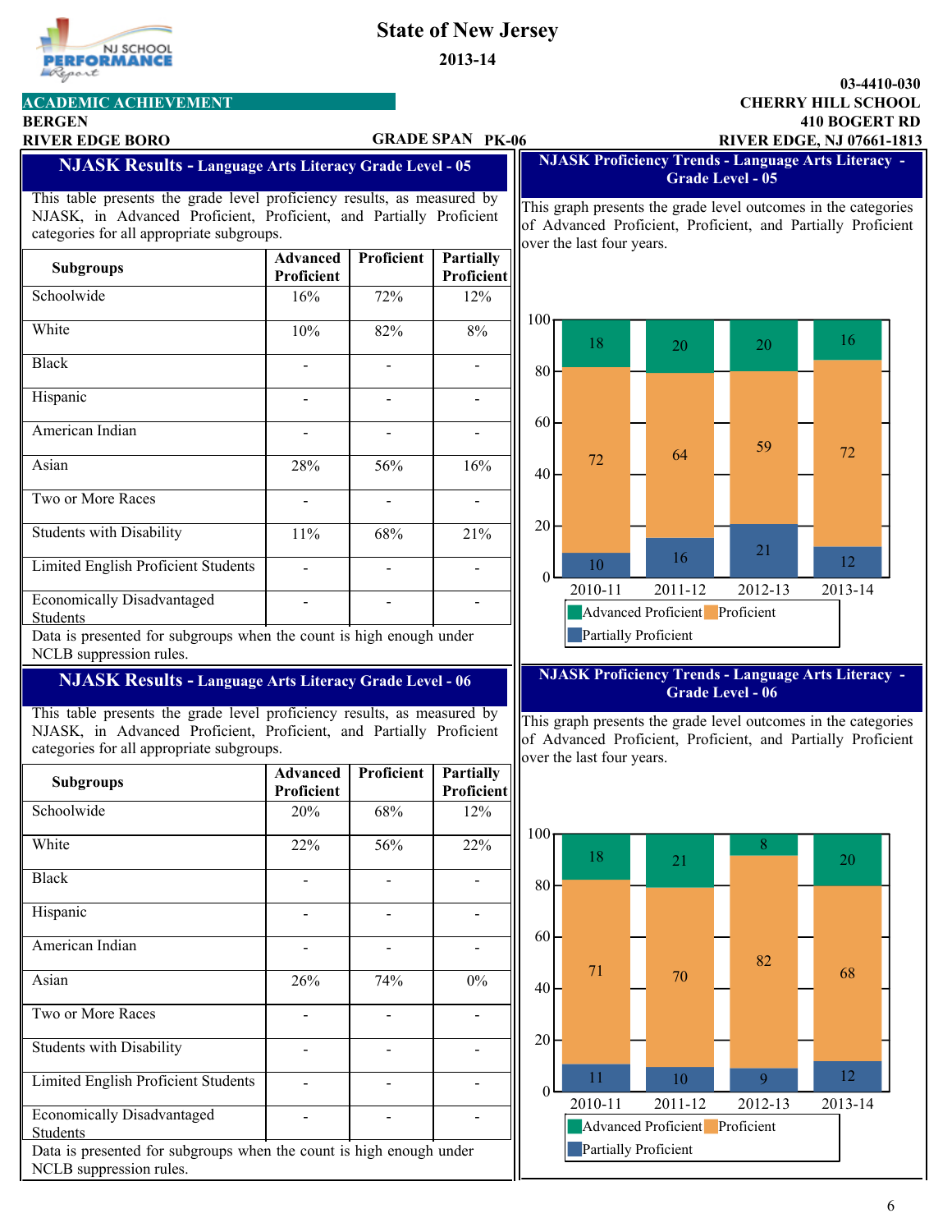# State of New Jersey

**2013-14**

**ACADEMIC ACHIEVEMENT**

**BERGEN**

**RIVER EDGE BORO**

**GRADE SPAN PK-06**

**03-4410-030**
**CHERRY HILL SCHOOL**
**410 BOGERT RD**
**RIVER EDGE, NJ 07661-1813**

## NJASK Results - Language Arts Literacy Grade Level - 05

This table presents the grade level proficiency results, as measured by NJASK, in Advanced Proficient, Proficient, and Partially Proficient categories for all appropriate subgroups.

| Subgroups | Advanced Proficient | Proficient | Partially Proficient |
|---|---|---|---|
| Schoolwide | 16% | 72% | 12% |
| White | 10% | 82% | 8% |
| Black | - | - | - |
| Hispanic | - | - | - |
| American Indian | - | - | - |
| Asian | 28% | 56% | 16% |
| Two or More Races | - | - | - |
| Students with Disability | 11% | 68% | 21% |
| Limited English Proficient Students | - | - | - |
| Economically Disadvantaged Students | - | - | - |

Data is presented for subgroups when the count is high enough under NCLB suppression rules.

## NJASK Proficiency Trends - Language Arts Literacy - Grade Level - 05

This graph presents the grade level outcomes in the categories of Advanced Proficient, Proficient, and Partially Proficient over the last four years.

| Year | Advanced Proficient | Proficient | Partially Proficient |
|---|---|---|---|
| 2010-11 | 18 | 72 | 10 |
| 2011-12 | 20 | 64 | 16 |
| 2012-13 | 20 | 59 | 21 |
| 2013-14 | 16 | 72 | 12 |

## NJASK Results - Language Arts Literacy Grade Level - 06

This table presents the grade level proficiency results, as measured by NJASK, in Advanced Proficient, Proficient, and Partially Proficient categories for all appropriate subgroups.

| Subgroups | Advanced Proficient | Proficient | Partially Proficient |
|---|---|---|---|
| Schoolwide | 20% | 68% | 12% |
| White | 22% | 56% | 22% |
| Black | - | - | - |
| Hispanic | - | - | - |
| American Indian | - | - | - |
| Asian | 26% | 74% | 0% |
| Two or More Races | - | - | - |
| Students with Disability | - | - | - |
| Limited English Proficient Students | - | - | - |
| Economically Disadvantaged Students | - | - | - |

Data is presented for subgroups when the count is high enough under NCLB suppression rules.

## NJASK Proficiency Trends - Language Arts Literacy - Grade Level - 06

This graph presents the grade level outcomes in the categories of Advanced Proficient, Proficient, and Partially Proficient over the last four years.

| Year | Advanced Proficient | Proficient | Partially Proficient |
|---|---|---|---|
| 2010-11 | 18 | 71 | 11 |
| 2011-12 | 21 | 70 | 10 |
| 2012-13 | 8 | 82 | 9 |
| 2013-14 | 20 | 68 | 12 |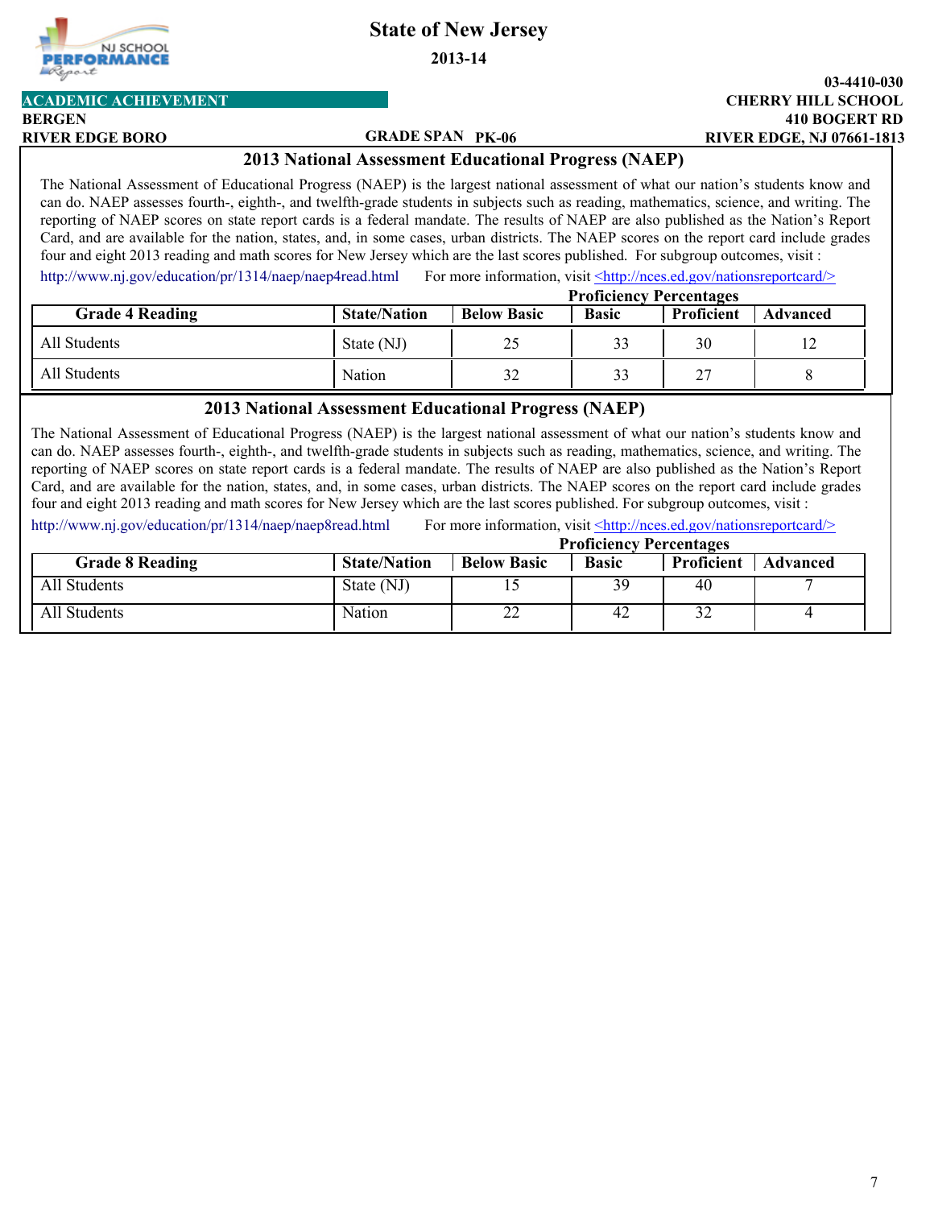# State of New Jersey

**2013-14**

**03-4410-030**

**ACADEMIC ACHIEVEMENT**

**CHERRY HILL SCHOOL**

**BERGEN**

**410 BOGERT RD**

**RIVER EDGE BORO**

**GRADE SPAN PK-06**

**RIVER EDGE, NJ 07661-1813**

## 2013 National Assessment Educational Progress (NAEP)

The National Assessment of Educational Progress (NAEP) is the largest national assessment of what our nation's students know and can do. NAEP assesses fourth-, eighth-, and twelfth-grade students in subjects such as reading, mathematics, science, and writing. The reporting of NAEP scores on state report cards is a federal mandate. The results of NAEP are also published as the Nation's Report Card, and are available for the nation, states, and, in some cases, urban districts. The NAEP scores on the report card include grades four and eight 2013 reading and math scores for New Jersey which are the last scores published. For subgroup outcomes, visit : http://www.nj.gov/education/pr/1314/naep/naep4read.html For more information, visit <http://nces.ed.gov/nationsreportcard/>

| Grade 4 Reading | State/Nation | Proficiency Percentages: Below Basic | Basic | Proficient | Advanced |
|---|---|---|---|---|---|
| All Students | State (NJ) | 25 | 33 | 30 | 12 |
| All Students | Nation | 32 | 33 | 27 | 8 |

## 2013 National Assessment Educational Progress (NAEP)

The National Assessment of Educational Progress (NAEP) is the largest national assessment of what our nation's students know and can do. NAEP assesses fourth-, eighth-, and twelfth-grade students in subjects such as reading, mathematics, science, and writing. The reporting of NAEP scores on state report cards is a federal mandate. The results of NAEP are also published as the Nation's Report Card, and are available for the nation, states, and, in some cases, urban districts. The NAEP scores on the report card include grades four and eight 2013 reading and math scores for New Jersey which are the last scores published. For subgroup outcomes, visit : http://www.nj.gov/education/pr/1314/naep/naep8read.html For more information, visit <http://nces.ed.gov/nationsreportcard/>

| Grade 8 Reading | State/Nation | Proficiency Percentages: Below Basic | Basic | Proficient | Advanced |
|---|---|---|---|---|---|
| All Students | State (NJ) | 15 | 39 | 40 | 7 |
| All Students | Nation | 22 | 42 | 32 | 4 |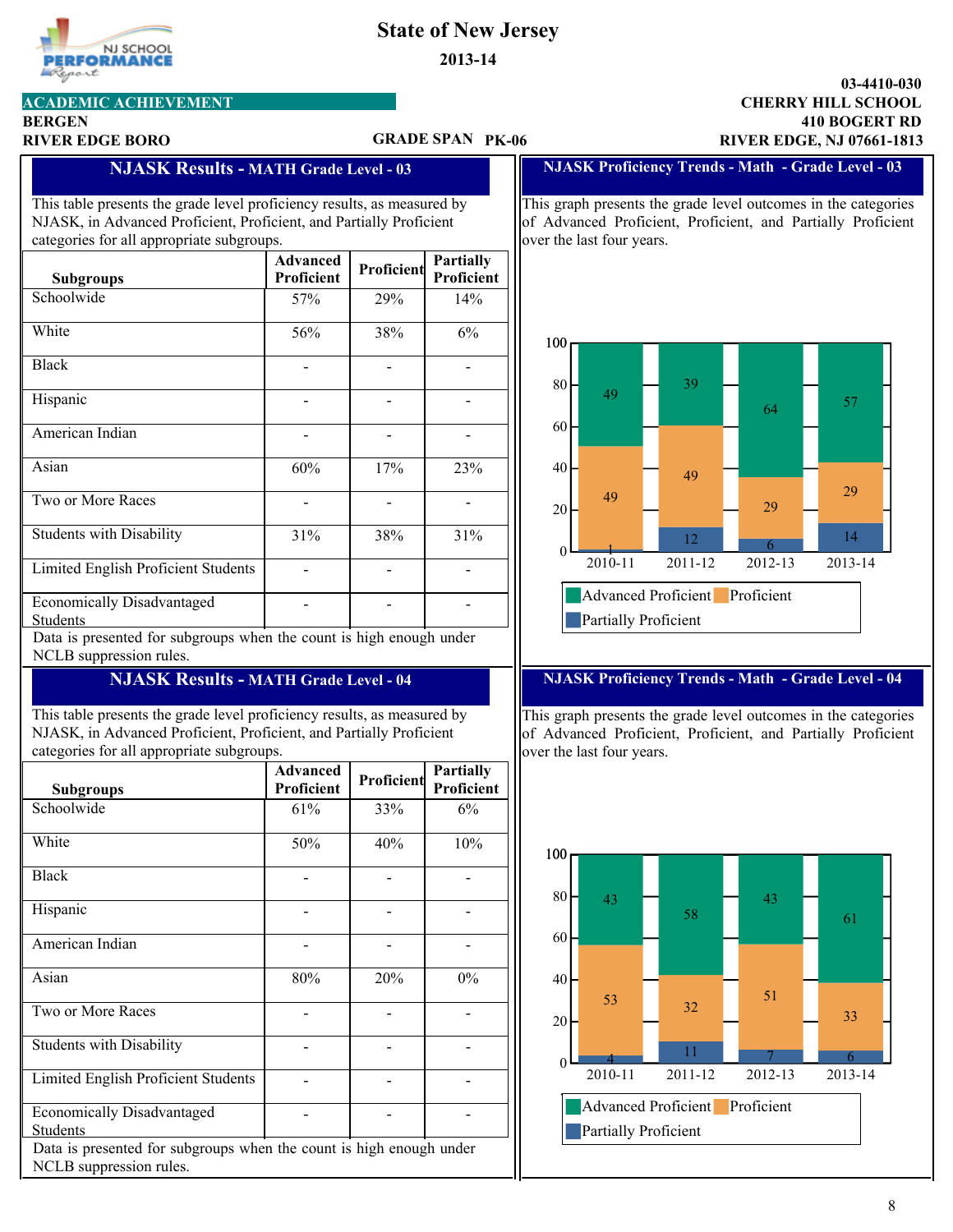# State of New Jersey

**2013-14**

**ACADEMIC ACHIEVEMENT**

**BERGEN**
**RIVER EDGE BORO**

**GRADE SPAN PK-06**

**03-4410-030**
**CHERRY HILL SCHOOL**
**410 BOGERT RD**
**RIVER EDGE, NJ 07661-1813**

## NJASK Results - MATH Grade Level - 03

This table presents the grade level proficiency results, as measured by NJASK, in Advanced Proficient, Proficient, and Partially Proficient categories for all appropriate subgroups.

| Subgroups | Advanced Proficient | Proficient | Partially Proficient |
|---|---|---|---|
| Schoolwide | 57% | 29% | 14% |
| White | 56% | 38% | 6% |
| Black | - | - | - |
| Hispanic | - | - | - |
| American Indian | - | - | - |
| Asian | 60% | 17% | 23% |
| Two or More Races | - | - | - |
| Students with Disability | 31% | 38% | 31% |
| Limited English Proficient Students | - | - | - |
| Economically Disadvantaged Students | - | - | - |

Data is presented for subgroups when the count is high enough under NCLB suppression rules.

## NJASK Proficiency Trends - Math - Grade Level - 03

This graph presents the grade level outcomes in the categories of Advanced Proficient, Proficient, and Partially Proficient over the last four years.

| Year | Advanced Proficient | Proficient | Partially Proficient |
|---|---|---|---|
| 2010-11 | 49 | 49 | 1 |
| 2011-12 | 39 | 49 | 12 |
| 2012-13 | 64 | 29 | 6 |
| 2013-14 | 57 | 29 | 14 |

## NJASK Results - MATH Grade Level - 04

This table presents the grade level proficiency results, as measured by NJASK, in Advanced Proficient, Proficient, and Partially Proficient categories for all appropriate subgroups.

| Subgroups | Advanced Proficient | Proficient | Partially Proficient |
|---|---|---|---|
| Schoolwide | 61% | 33% | 6% |
| White | 50% | 40% | 10% |
| Black | - | - | - |
| Hispanic | - | - | - |
| American Indian | - | - | - |
| Asian | 80% | 20% | 0% |
| Two or More Races | - | - | - |
| Students with Disability | - | - | - |
| Limited English Proficient Students | - | - | - |
| Economically Disadvantaged Students | - | - | - |

Data is presented for subgroups when the count is high enough under NCLB suppression rules.

## NJASK Proficiency Trends - Math - Grade Level - 04

This graph presents the grade level outcomes in the categories of Advanced Proficient, Proficient, and Partially Proficient over the last four years.

| Year | Advanced Proficient | Proficient | Partially Proficient |
|---|---|---|---|
| 2010-11 | 43 | 53 | 4 |
| 2011-12 | 58 | 32 | 11 |
| 2012-13 | 43 | 51 | 7 |
| 2013-14 | 61 | 33 | 6 |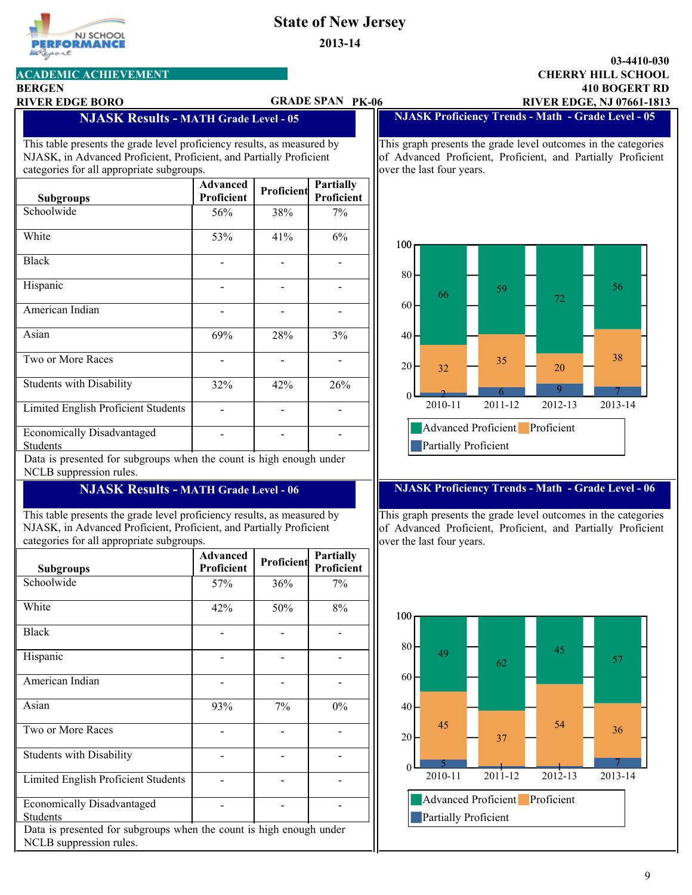State of New Jersey

2013-14

ACADEMIC ACHIEVEMENT

BERGEN

RIVER EDGE BORO

GRADE SPAN PK-06

03-4410-030

CHERRY HILL SCHOOL

410 BOGERT RD

RIVER EDGE, NJ 07661-1813

## NJASK Results - MATH Grade Level - 05

This table presents the grade level proficiency results, as measured by NJASK, in Advanced Proficient, Proficient, and Partially Proficient categories for all appropriate subgroups.

| Subgroups | Advanced Proficient | Proficient | Partially Proficient |
|---|---|---|---|
| Schoolwide | 56% | 38% | 7% |
| White | 53% | 41% | 6% |
| Black | - | - | - |
| Hispanic | - | - | - |
| American Indian | - | - | - |
| Asian | 69% | 28% | 3% |
| Two or More Races | - | - | - |
| Students with Disability | 32% | 42% | 26% |
| Limited English Proficient Students | - | - | - |
| Economically Disadvantaged Students | - | - | - |

Data is presented for subgroups when the count is high enough under NCLB suppression rules.

## NJASK Proficiency Trends - Math - Grade Level - 05

This graph presents the grade level outcomes in the categories of Advanced Proficient, Proficient, and Partially Proficient over the last four years.

| Year | Advanced Proficient | Proficient | Partially Proficient |
|---|---|---|---|
| 2010-11 | 66 | 32 | 2 |
| 2011-12 | 59 | 35 | 6 |
| 2012-13 | 72 | 20 | 9 |
| 2013-14 | 56 | 38 | 7 |

## NJASK Results - MATH Grade Level - 06

This table presents the grade level proficiency results, as measured by NJASK, in Advanced Proficient, Proficient, and Partially Proficient categories for all appropriate subgroups.

| Subgroups | Advanced Proficient | Proficient | Partially Proficient |
|---|---|---|---|
| Schoolwide | 57% | 36% | 7% |
| White | 42% | 50% | 8% |
| Black | - | - | - |
| Hispanic | - | - | - |
| American Indian | - | - | - |
| Asian | 93% | 7% | 0% |
| Two or More Races | - | - | - |
| Students with Disability | - | - | - |
| Limited English Proficient Students | - | - | - |
| Economically Disadvantaged Students | - | - | - |

Data is presented for subgroups when the count is high enough under NCLB suppression rules.

## NJASK Proficiency Trends - Math - Grade Level - 06

This graph presents the grade level outcomes in the categories of Advanced Proficient, Proficient, and Partially Proficient over the last four years.

| Year | Advanced Proficient | Proficient | Partially Proficient |
|---|---|---|---|
| 2010-11 | 49 | 45 | 5 |
| 2011-12 | 62 | 37 | 1 |
| 2012-13 | 45 | 54 | 1 |
| 2013-14 | 57 | 36 | 7 |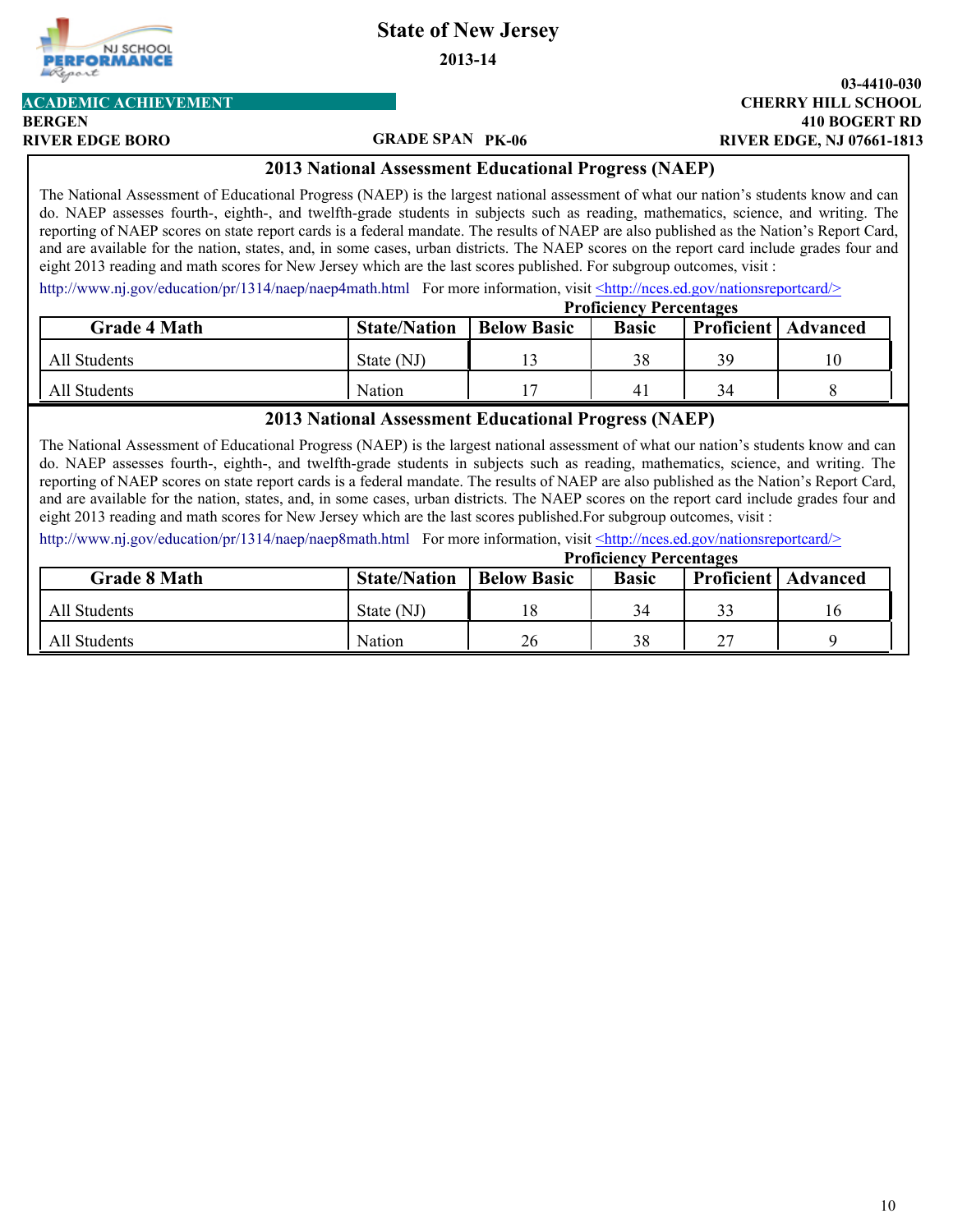# State of New Jersey

**2013-14**

**ACADEMIC ACHIEVEMENT**

**BERGEN**
**RIVER EDGE BORO**

**GRADE SPAN PK-06**

**03-4410-030**
**CHERRY HILL SCHOOL**
**410 BOGERT RD**
**RIVER EDGE, NJ 07661-1813**

## 2013 National Assessment Educational Progress (NAEP)

The National Assessment of Educational Progress (NAEP) is the largest national assessment of what our nation's students know and can do. NAEP assesses fourth-, eighth-, and twelfth-grade students in subjects such as reading, mathematics, science, and writing. The reporting of NAEP scores on state report cards is a federal mandate. The results of NAEP are also published as the Nation's Report Card, and are available for the nation, states, and, in some cases, urban districts. The NAEP scores on the report card include grades four and eight 2013 reading and math scores for New Jersey which are the last scores published. For subgroup outcomes, visit :

http://www.nj.gov/education/pr/1314/naep/naep4math.html For more information, visit <http://nces.ed.gov/nationsreportcard/>

| | | Proficiency Percentages | | | |
|---|---|---|---|---|---|
| **Grade 4 Math** | **State/Nation** | **Below Basic** | **Basic** | **Proficient** | **Advanced** |
| All Students | State (NJ) | 13 | 38 | 39 | 10 |
| All Students | Nation | 17 | 41 | 34 | 8 |

## 2013 National Assessment Educational Progress (NAEP)

The National Assessment of Educational Progress (NAEP) is the largest national assessment of what our nation's students know and can do. NAEP assesses fourth-, eighth-, and twelfth-grade students in subjects such as reading, mathematics, science, and writing. The reporting of NAEP scores on state report cards is a federal mandate. The results of NAEP are also published as the Nation's Report Card, and are available for the nation, states, and, in some cases, urban districts. The NAEP scores on the report card include grades four and eight 2013 reading and math scores for New Jersey which are the last scores published.For subgroup outcomes, visit :

http://www.nj.gov/education/pr/1314/naep/naep8math.html For more information, visit <http://nces.ed.gov/nationsreportcard/>

| | | Proficiency Percentages | | | |
|---|---|---|---|---|---|
| **Grade 8 Math** | **State/Nation** | **Below Basic** | **Basic** | **Proficient** | **Advanced** |
| All Students | State (NJ) | 18 | 34 | 33 | 16 |
| All Students | Nation | 26 | 38 | 27 | 9 |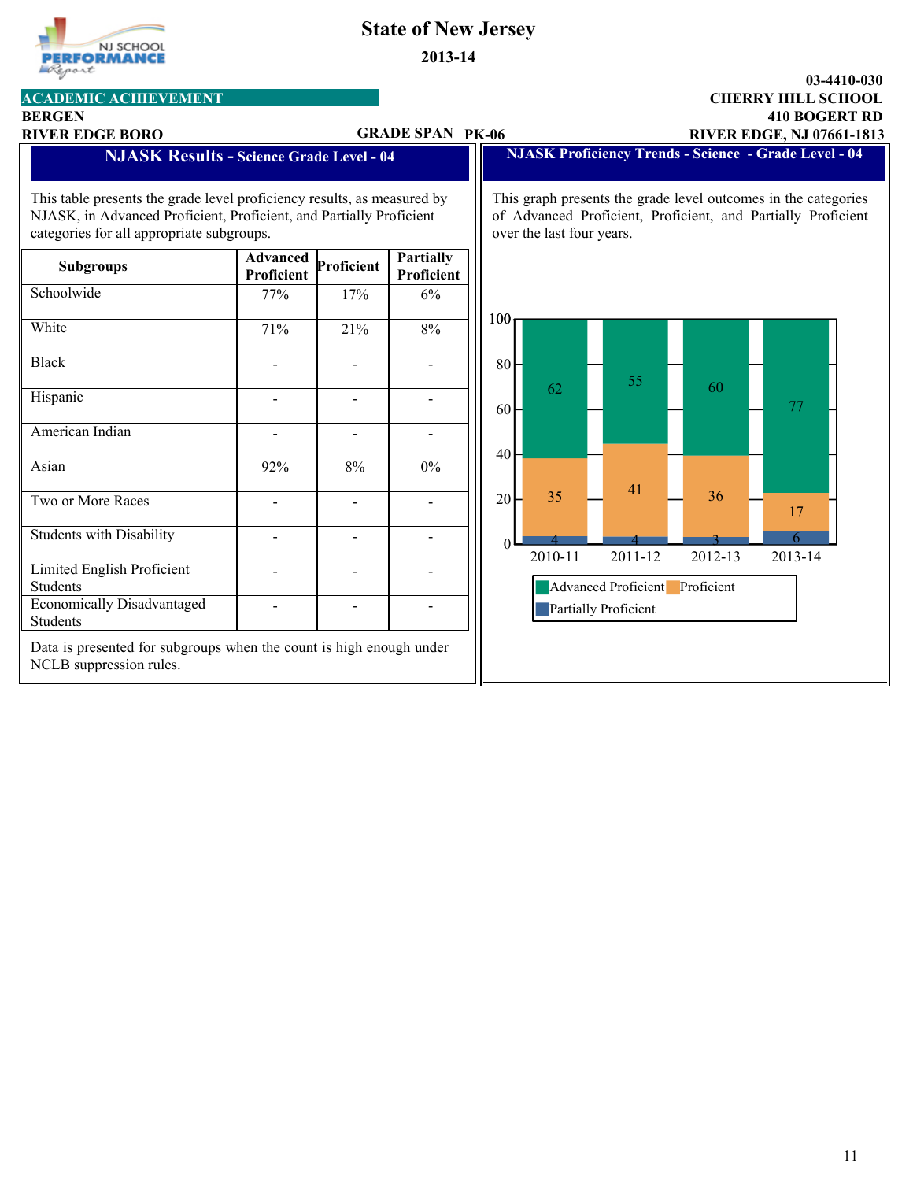# State of New Jersey

**2013-14**

**03-4410-030**
**CHERRY HILL SCHOOL**
**410 BOGERT RD**
**RIVER EDGE, NJ 07661-1813**

**ACADEMIC ACHIEVEMENT**
**BERGEN**
**RIVER EDGE BORO**
**GRADE SPAN PK-06**

## NJASK Results - Science Grade Level - 04

This table presents the grade level proficiency results, as measured by NJASK, in Advanced Proficient, Proficient, and Partially Proficient categories for all appropriate subgroups.

| Subgroups | Advanced Proficient | Proficient | Partially Proficient |
|---|---|---|---|
| Schoolwide | 77% | 17% | 6% |
| White | 71% | 21% | 8% |
| Black | - | - | - |
| Hispanic | - | - | - |
| American Indian | - | - | - |
| Asian | 92% | 8% | 0% |
| Two or More Races | - | - | - |
| Students with Disability | - | - | - |
| Limited English Proficient Students | - | - | - |
| Economically Disadvantaged Students | - | - | - |

Data is presented for subgroups when the count is high enough under NCLB suppression rules.

## NJASK Proficiency Trends - Science - Grade Level - 04

This graph presents the grade level outcomes in the categories of Advanced Proficient, Proficient, and Partially Proficient over the last four years.

| Year | Advanced Proficient | Proficient | Partially Proficient |
|---|---|---|---|
| 2010-11 | 62 | 35 | 4 |
| 2011-12 | 55 | 41 | 4 |
| 2012-13 | 60 | 36 | 3 |
| 2013-14 | 77 | 17 | 6 |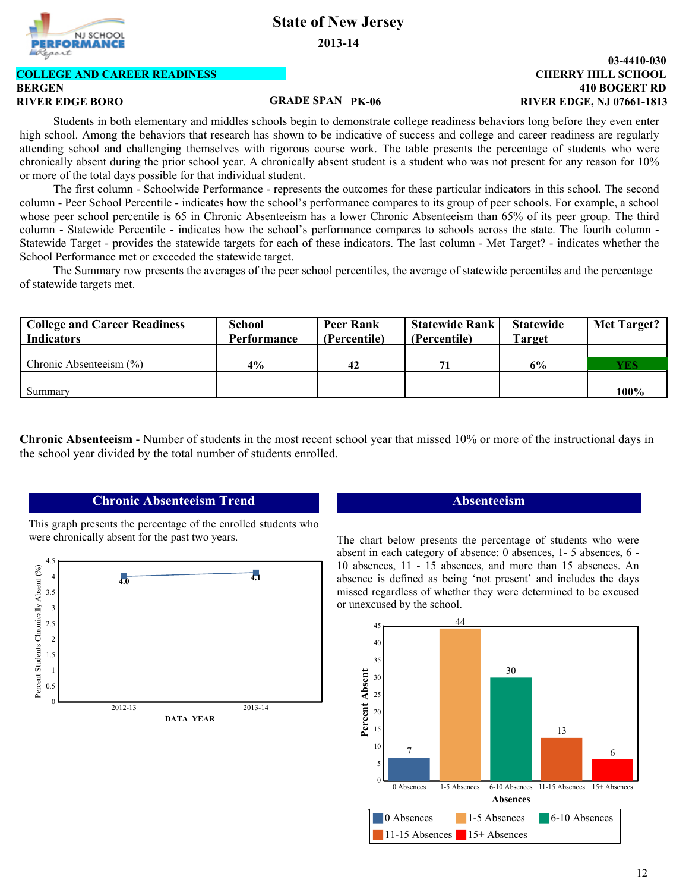# State of New Jersey

**2013-14**

**COLLEGE AND CAREER READINESS**

**BERGEN**

**RIVER EDGE BORO**

**GRADE SPAN PK-06**

**03-4410-030**
**CHERRY HILL SCHOOL**
**410 BOGERT RD**
**RIVER EDGE, NJ 07661-1813**

Students in both elementary and middles schools begin to demonstrate college readiness behaviors long before they even enter high school. Among the behaviors that research has shown to be indicative of success and college and career readiness are regularly attending school and challenging themselves with rigorous course work. The table presents the percentage of students who were chronically absent during the prior school year. A chronically absent student is a student who was not present for any reason for 10% or more of the total days possible for that individual student.

The first column - Schoolwide Performance - represents the outcomes for these particular indicators in this school. The second column - Peer School Percentile - indicates how the school's performance compares to its group of peer schools. For example, a school whose peer school percentile is 65 in Chronic Absenteeism has a lower Chronic Absenteeism than 65% of its peer group. The third column - Statewide Percentile - indicates how the school's performance compares to schools across the state. The fourth column - Statewide Target - provides the statewide targets for each of these indicators. The last column - Met Target? - indicates whether the School Performance met or exceeded the statewide target.

The Summary row presents the averages of the peer school percentiles, the average of statewide percentiles and the percentage of statewide targets met.

| College and Career Readiness Indicators | School Performance | Peer Rank (Percentile) | Statewide Rank (Percentile) | Statewide Target | Met Target? |
|---|---|---|---|---|---|
| Chronic Absenteeism (%) | 4% | 42 | 71 | 6% | YES |
| Summary | | | | | 100% |

**Chronic Absenteeism** - Number of students in the most recent school year that missed 10% or more of the instructional days in the school year divided by the total number of students enrolled.

## Chronic Absenteeism Trend

This graph presents the percentage of the enrolled students who were chronically absent for the past two years.

| DATA_YEAR | Percent Students Chronically Absent (%) |
|---|---|
| 2012-13 | 4.0 |
| 2013-14 | 4.1 |

## Absenteeism

The chart below presents the percentage of students who were absent in each category of absence: 0 absences, 1- 5 absences, 6 - 10 absences, 11 - 15 absences, and more than 15 absences. An absence is defined as being 'not present' and includes the days missed regardless of whether they were determined to be excused or unexcused by the school.

| Absences | Percent Absent |
|---|---|
| 0 Absences | 7 |
| 1-5 Absences | 44 |
| 6-10 Absences | 30 |
| 11-15 Absences | 13 |
| 15+ Absences | 6 |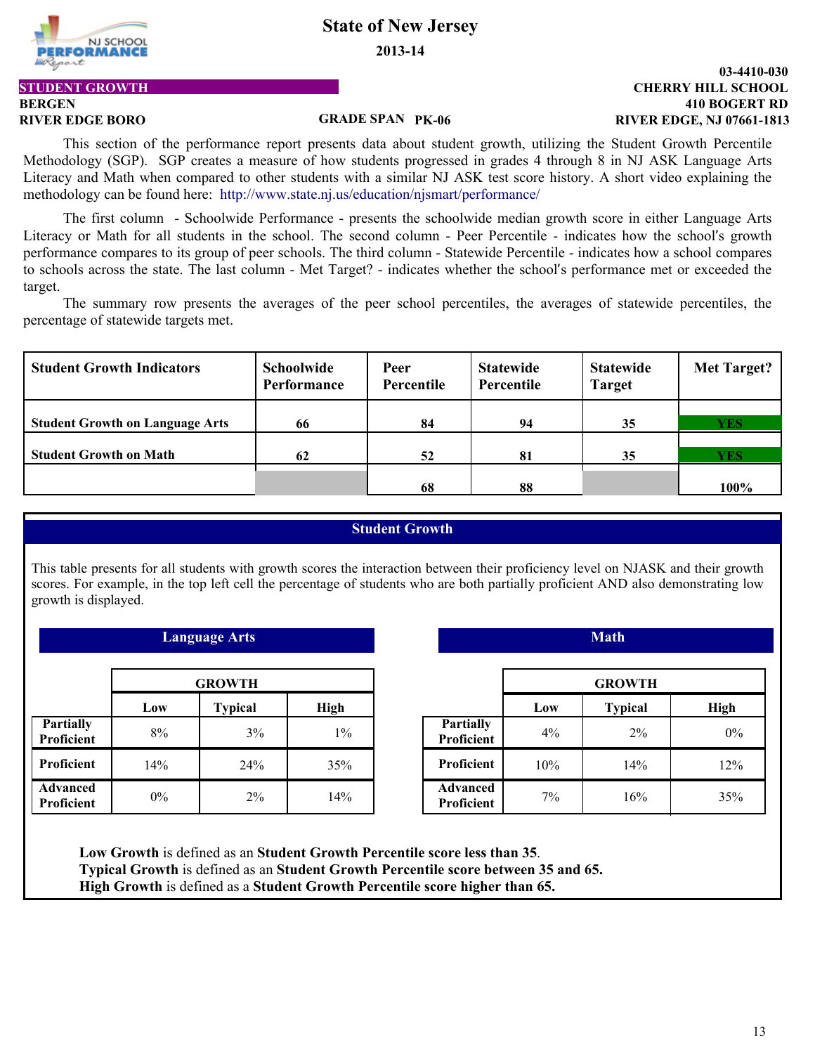# State of New Jersey

**2013-14**

**STUDENT GROWTH**

**BERGEN**
**RIVER EDGE BORO**

**GRADE SPAN PK-06**

**03-4410-030**
**CHERRY HILL SCHOOL**
**410 BOGERT RD**
**RIVER EDGE, NJ 07661-1813**

This section of the performance report presents data about student growth, utilizing the Student Growth Percentile Methodology (SGP). SGP creates a measure of how students progressed in grades 4 through 8 in NJ ASK Language Arts Literacy and Math when compared to other students with a similar NJ ASK test score history. A short video explaining the methodology can be found here: http://www.state.nj.us/education/njsmart/performance/

The first column - Schoolwide Performance - presents the schoolwide median growth score in either Language Arts Literacy or Math for all students in the school. The second column - Peer Percentile - indicates how the school's growth performance compares to its group of peer schools. The third column - Statewide Percentile - indicates how a school compares to schools across the state. The last column - Met Target? - indicates whether the school's performance met or exceeded the target.

The summary row presents the averages of the peer school percentiles, the averages of statewide percentiles, the percentage of statewide targets met.

| Student Growth Indicators | Schoolwide Performance | Peer Percentile | Statewide Percentile | Statewide Target | Met Target? |
|---|---|---|---|---|---|
| Student Growth on Language Arts | 66 | 84 | 94 | 35 | YES |
| Student Growth on Math | 62 | 52 | 81 | 35 | YES |
| | | 68 | 88 | | 100% |

## Student Growth

This table presents for all students with growth scores the interaction between their proficiency level on NJASK and their growth scores. For example, in the top left cell the percentage of students who are both partially proficient AND also demonstrating low growth is displayed.

### Language Arts

| | GROWTH | | |
|---|---|---|---|
| | Low | Typical | High |
| Partially Proficient | 8% | 3% | 1% |
| Proficient | 14% | 24% | 35% |
| Advanced Proficient | 0% | 2% | 14% |

### Math

| | GROWTH | | |
|---|---|---|---|
| | Low | Typical | High |
| Partially Proficient | 4% | 2% | 0% |
| Proficient | 10% | 14% | 12% |
| Advanced Proficient | 7% | 16% | 35% |

**Low Growth** is defined as an **Student Growth Percentile score less than 35**.
**Typical Growth** is defined as an **Student Growth Percentile score between 35 and 65.**
**High Growth** is defined as a **Student Growth Percentile score higher than 65.**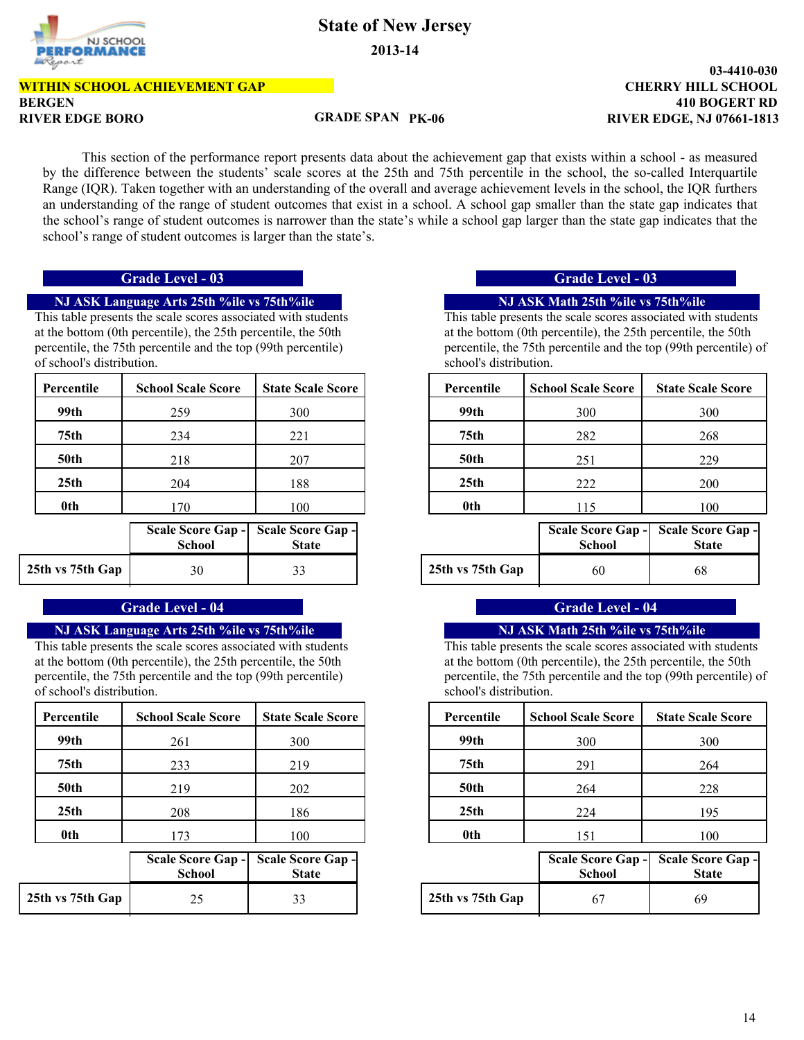# State of New Jersey

**2013-14**

**WITHIN SCHOOL ACHIEVEMENT GAP**
**BERGEN**
**RIVER EDGE BORO**

**GRADE SPAN PK-06**

**03-4410-030**
**CHERRY HILL SCHOOL**
**410 BOGERT RD**
**RIVER EDGE, NJ 07661-1813**

This section of the performance report presents data about the achievement gap that exists within a school - as measured by the difference between the students' scale scores at the 25th and 75th percentile in the school, the so-called Interquartile Range (IQR). Taken together with an understanding of the overall and average achievement levels in the school, the IQR furthers an understanding of the range of student outcomes that exist in a school. A school gap smaller than the state gap indicates that the school's range of student outcomes is narrower than the state's while a school gap larger than the state gap indicates that the school's range of student outcomes is larger than the state's.

## Grade Level - 03

### NJ ASK Language Arts 25th %ile vs 75th%ile

This table presents the scale scores associated with students at the bottom (0th percentile), the 25th percentile, the 50th percentile, the 75th percentile and the top (99th percentile) of school's distribution.

| Percentile | School Scale Score | State Scale Score |
|---|---|---|
| 99th | 259 | 300 |
| 75th | 234 | 221 |
| 50th | 218 | 207 |
| 25th | 204 | 188 |
| 0th | 170 | 100 |

| | Scale Score Gap - School | Scale Score Gap - State |
|---|---|---|
| 25th vs 75th Gap | 30 | 33 |

### NJ ASK Math 25th %ile vs 75th%ile

This table presents the scale scores associated with students at the bottom (0th percentile), the 25th percentile, the 50th percentile, the 75th percentile and the top (99th percentile) of school's distribution.

| Percentile | School Scale Score | State Scale Score |
|---|---|---|
| 99th | 300 | 300 |
| 75th | 282 | 268 |
| 50th | 251 | 229 |
| 25th | 222 | 200 |
| 0th | 115 | 100 |

| | Scale Score Gap - School | Scale Score Gap - State |
|---|---|---|
| 25th vs 75th Gap | 60 | 68 |

## Grade Level - 04

### NJ ASK Language Arts 25th %ile vs 75th%ile

This table presents the scale scores associated with students at the bottom (0th percentile), the 25th percentile, the 50th percentile, the 75th percentile and the top (99th percentile) of school's distribution.

| Percentile | School Scale Score | State Scale Score |
|---|---|---|
| 99th | 261 | 300 |
| 75th | 233 | 219 |
| 50th | 219 | 202 |
| 25th | 208 | 186 |
| 0th | 173 | 100 |

| | Scale Score Gap - School | Scale Score Gap - State |
|---|---|---|
| 25th vs 75th Gap | 25 | 33 |

### NJ ASK Math 25th %ile vs 75th%ile

This table presents the scale scores associated with students at the bottom (0th percentile), the 25th percentile, the 50th percentile, the 75th percentile and the top (99th percentile) of school's distribution.

| Percentile | School Scale Score | State Scale Score |
|---|---|---|
| 99th | 300 | 300 |
| 75th | 291 | 264 |
| 50th | 264 | 228 |
| 25th | 224 | 195 |
| 0th | 151 | 100 |

| | Scale Score Gap - School | Scale Score Gap - State |
|---|---|---|
| 25th vs 75th Gap | 67 | 69 |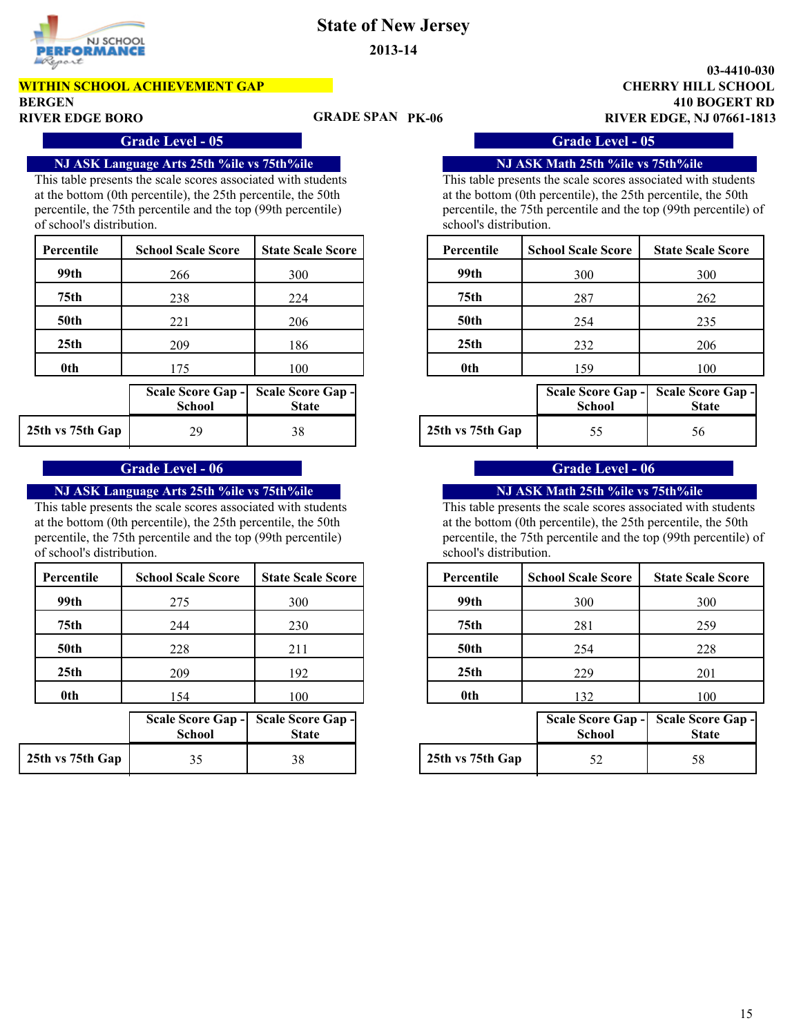# State of New Jersey

**2013-14**

**WITHIN SCHOOL ACHIEVEMENT GAP**

**BERGEN**

**RIVER EDGE BORO**

**GRADE SPAN PK-06**

**03-4410-030**
**CHERRY HILL SCHOOL**
**410 BOGERT RD**
**RIVER EDGE, NJ 07661-1813**

## Grade Level - 05

### NJ ASK Language Arts 25th %ile vs 75th%ile

This table presents the scale scores associated with students at the bottom (0th percentile), the 25th percentile, the 50th percentile, the 75th percentile and the top (99th percentile) of school's distribution.

| Percentile | School Scale Score | State Scale Score |
|---|---|---|
| 99th | 266 | 300 |
| 75th | 238 | 224 |
| 50th | 221 | 206 |
| 25th | 209 | 186 |
| 0th | 175 | 100 |

| | Scale Score Gap - School | Scale Score Gap - State |
|---|---|---|
| 25th vs 75th Gap | 29 | 38 |

### NJ ASK Math 25th %ile vs 75th%ile

This table presents the scale scores associated with students at the bottom (0th percentile), the 25th percentile, the 50th percentile, the 75th percentile and the top (99th percentile) of school's distribution.

| Percentile | School Scale Score | State Scale Score |
|---|---|---|
| 99th | 300 | 300 |
| 75th | 287 | 262 |
| 50th | 254 | 235 |
| 25th | 232 | 206 |
| 0th | 159 | 100 |

| | Scale Score Gap - School | Scale Score Gap - State |
|---|---|---|
| 25th vs 75th Gap | 55 | 56 |

## Grade Level - 06

### NJ ASK Language Arts 25th %ile vs 75th%ile

This table presents the scale scores associated with students at the bottom (0th percentile), the 25th percentile, the 50th percentile, the 75th percentile and the top (99th percentile) of school's distribution.

| Percentile | School Scale Score | State Scale Score |
|---|---|---|
| 99th | 275 | 300 |
| 75th | 244 | 230 |
| 50th | 228 | 211 |
| 25th | 209 | 192 |
| 0th | 154 | 100 |

| | Scale Score Gap - School | Scale Score Gap - State |
|---|---|---|
| 25th vs 75th Gap | 35 | 38 |

### NJ ASK Math 25th %ile vs 75th%ile

This table presents the scale scores associated with students at the bottom (0th percentile), the 25th percentile, the 50th percentile, the 75th percentile and the top (99th percentile) of school's distribution.

| Percentile | School Scale Score | State Scale Score |
|---|---|---|
| 99th | 300 | 300 |
| 75th | 281 | 259 |
| 50th | 254 | 228 |
| 25th | 229 | 201 |
| 0th | 132 | 100 |

| | Scale Score Gap - School | Scale Score Gap - State |
|---|---|---|
| 25th vs 75th Gap | 52 | 58 |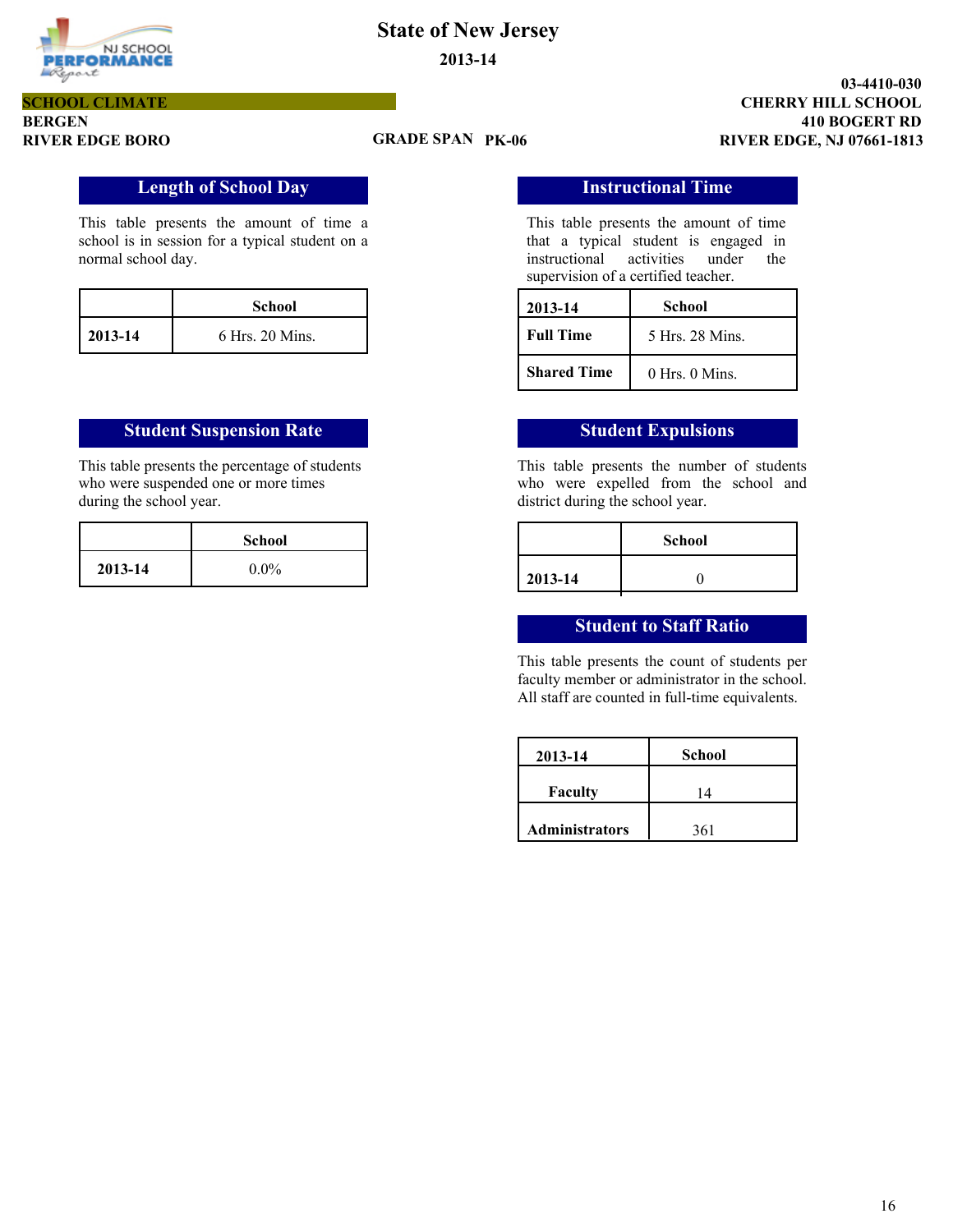# State of New Jersey

**2013-14**

**SCHOOL CLIMATE**
**BERGEN**
**RIVER EDGE BORO**

**GRADE SPAN PK-06**

**03-4410-030**
**CHERRY HILL SCHOOL**
**410 BOGERT RD**
**RIVER EDGE, NJ 07661-1813**

## Length of School Day

This table presents the amount of time a school is in session for a typical student on a normal school day.

| | School |
|---|---|
| **2013-14** | 6 Hrs. 20 Mins. |

## Instructional Time

This table presents the amount of time that a typical student is engaged in instructional activities under the supervision of a certified teacher.

| 2013-14 | School |
|---|---|
| **Full Time** | 5 Hrs. 28 Mins. |
| **Shared Time** | 0 Hrs. 0 Mins. |

## Student Suspension Rate

This table presents the percentage of students who were suspended one or more times during the school year.

| | School |
|---|---|
| **2013-14** | 0.0% |

## Student Expulsions

This table presents the number of students who were expelled from the school and district during the school year.

| | School |
|---|---|
| **2013-14** | 0 |

## Student to Staff Ratio

This table presents the count of students per faculty member or administrator in the school. All staff are counted in full-time equivalents.

| 2013-14 | School |
|---|---|
| **Faculty** | 14 |
| **Administrators** | 361 |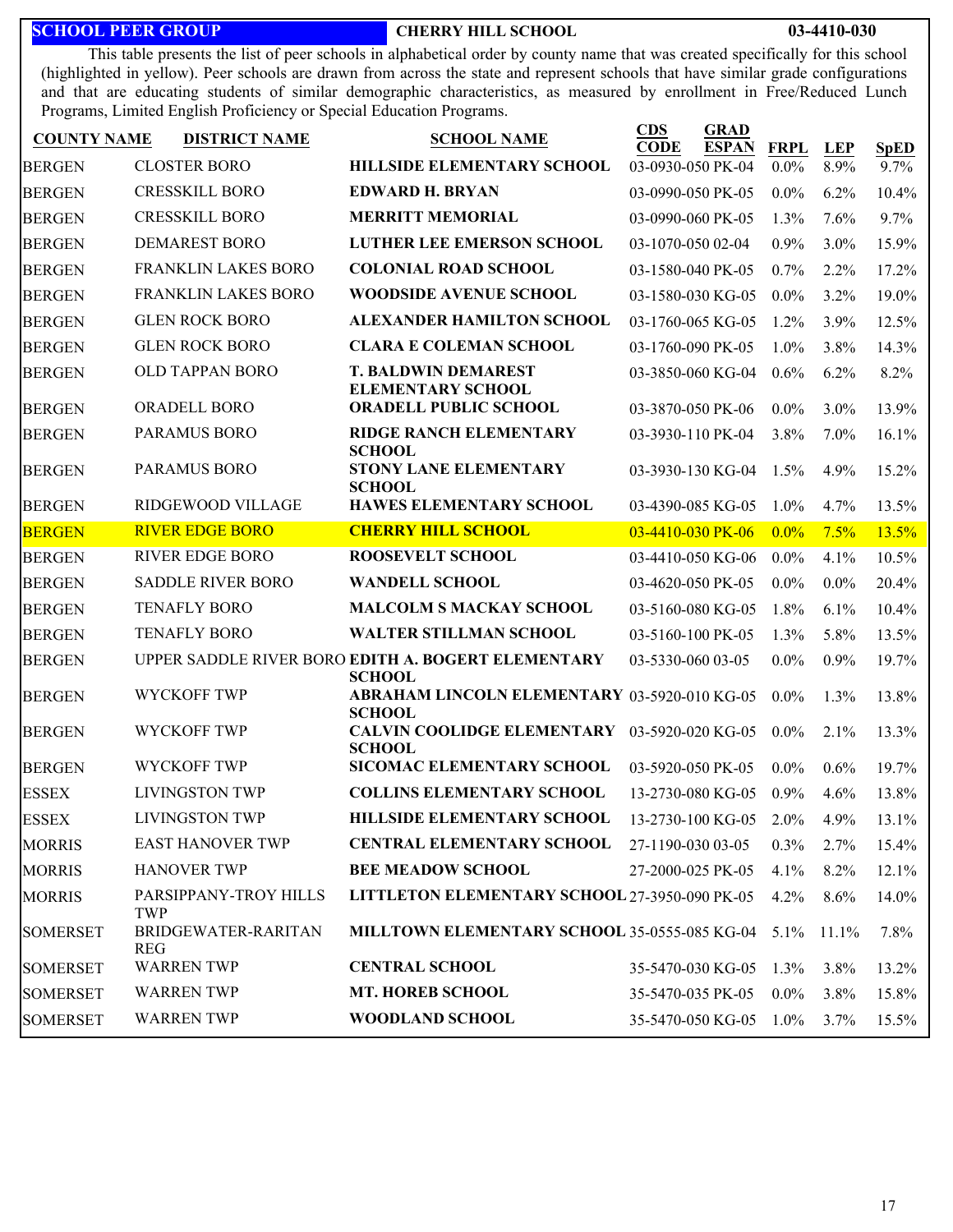**SCHOOL PEER GROUP** **CHERRY HILL SCHOOL** **03-4410-030**

This table presents the list of peer schools in alphabetical order by county name that was created specifically for this school (highlighted in yellow). Peer schools are drawn from across the state and represent schools that have similar grade configurations and that are educating students of similar demographic characteristics, as measured by enrollment in Free/Reduced Lunch Programs, Limited English Proficiency or Special Education Programs.

| COUNTY NAME | DISTRICT NAME | SCHOOL NAME | CDS CODE | GRAD ESPAN | FRPL | LEP | SpED |
|---|---|---|---|---|---|---|---|
| BERGEN | CLOSTER BORO | **HILLSIDE ELEMENTARY SCHOOL** | 03-0930-050 | PK-04 | 0.0% | 8.9% | 9.7% |
| BERGEN | CRESSKILL BORO | **EDWARD H. BRYAN** | 03-0990-050 | PK-05 | 0.0% | 6.2% | 10.4% |
| BERGEN | CRESSKILL BORO | **MERRITT MEMORIAL** | 03-0990-060 | PK-05 | 1.3% | 7.6% | 9.7% |
| BERGEN | DEMAREST BORO | **LUTHER LEE EMERSON SCHOOL** | 03-1070-050 | 02-04 | 0.9% | 3.0% | 15.9% |
| BERGEN | FRANKLIN LAKES BORO | **COLONIAL ROAD SCHOOL** | 03-1580-040 | PK-05 | 0.7% | 2.2% | 17.2% |
| BERGEN | FRANKLIN LAKES BORO | **WOODSIDE AVENUE SCHOOL** | 03-1580-030 | KG-05 | 0.0% | 3.2% | 19.0% |
| BERGEN | GLEN ROCK BORO | **ALEXANDER HAMILTON SCHOOL** | 03-1760-065 | KG-05 | 1.2% | 3.9% | 12.5% |
| BERGEN | GLEN ROCK BORO | **CLARA E COLEMAN SCHOOL** | 03-1760-090 | PK-05 | 1.0% | 3.8% | 14.3% |
| BERGEN | OLD TAPPAN BORO | **T. BALDWIN DEMAREST ELEMENTARY SCHOOL** | 03-3850-060 | KG-04 | 0.6% | 6.2% | 8.2% |
| BERGEN | ORADELL BORO | **ORADELL PUBLIC SCHOOL** | 03-3870-050 | PK-06 | 0.0% | 3.0% | 13.9% |
| BERGEN | PARAMUS BORO | **RIDGE RANCH ELEMENTARY SCHOOL** | 03-3930-110 | PK-04 | 3.8% | 7.0% | 16.1% |
| BERGEN | PARAMUS BORO | **STONY LANE ELEMENTARY SCHOOL** | 03-3930-130 | KG-04 | 1.5% | 4.9% | 15.2% |
| BERGEN | RIDGEWOOD VILLAGE | **HAWES ELEMENTARY SCHOOL** | 03-4390-085 | KG-05 | 1.0% | 4.7% | 13.5% |
| BERGEN | RIVER EDGE BORO | **CHERRY HILL SCHOOL** | 03-4410-030 | PK-06 | 0.0% | 7.5% | 13.5% |
| BERGEN | RIVER EDGE BORO | **ROOSEVELT SCHOOL** | 03-4410-050 | KG-06 | 0.0% | 4.1% | 10.5% |
| BERGEN | SADDLE RIVER BORO | **WANDELL SCHOOL** | 03-4620-050 | PK-05 | 0.0% | 0.0% | 20.4% |
| BERGEN | TENAFLY BORO | **MALCOLM S MACKAY SCHOOL** | 03-5160-080 | KG-05 | 1.8% | 6.1% | 10.4% |
| BERGEN | TENAFLY BORO | **WALTER STILLMAN SCHOOL** | 03-5160-100 | PK-05 | 1.3% | 5.8% | 13.5% |
| BERGEN | UPPER SADDLE RIVER BORO | **EDITH A. BOGERT ELEMENTARY SCHOOL** | 03-5330-060 | 03-05 | 0.0% | 0.9% | 19.7% |
| BERGEN | WYCKOFF TWP | **ABRAHAM LINCOLN ELEMENTARY SCHOOL** | 03-5920-010 | KG-05 | 0.0% | 1.3% | 13.8% |
| BERGEN | WYCKOFF TWP | **CALVIN COOLIDGE ELEMENTARY SCHOOL** | 03-5920-020 | KG-05 | 0.0% | 2.1% | 13.3% |
| BERGEN | WYCKOFF TWP | **SICOMAC ELEMENTARY SCHOOL** | 03-5920-050 | PK-05 | 0.0% | 0.6% | 19.7% |
| ESSEX | LIVINGSTON TWP | **COLLINS ELEMENTARY SCHOOL** | 13-2730-080 | KG-05 | 0.9% | 4.6% | 13.8% |
| ESSEX | LIVINGSTON TWP | **HILLSIDE ELEMENTARY SCHOOL** | 13-2730-100 | KG-05 | 2.0% | 4.9% | 13.1% |
| MORRIS | EAST HANOVER TWP | **CENTRAL ELEMENTARY SCHOOL** | 27-1190-030 | 03-05 | 0.3% | 2.7% | 15.4% |
| MORRIS | HANOVER TWP | **BEE MEADOW SCHOOL** | 27-2000-025 | PK-05 | 4.1% | 8.2% | 12.1% |
| MORRIS | PARSIPPANY-TROY HILLS TWP | **LITTLETON ELEMENTARY SCHOOL** | 27-3950-090 | PK-05 | 4.2% | 8.6% | 14.0% |
| SOMERSET | BRIDGEWATER-RARITAN REG | **MILLTOWN ELEMENTARY SCHOOL** | 35-0555-085 | KG-04 | 5.1% | 11.1% | 7.8% |
| SOMERSET | WARREN TWP | **CENTRAL SCHOOL** | 35-5470-030 | KG-05 | 1.3% | 3.8% | 13.2% |
| SOMERSET | WARREN TWP | **MT. HOREB SCHOOL** | 35-5470-035 | PK-05 | 0.0% | 3.8% | 15.8% |
| SOMERSET | WARREN TWP | **WOODLAND SCHOOL** | 35-5470-050 | KG-05 | 1.0% | 3.7% | 15.5% |